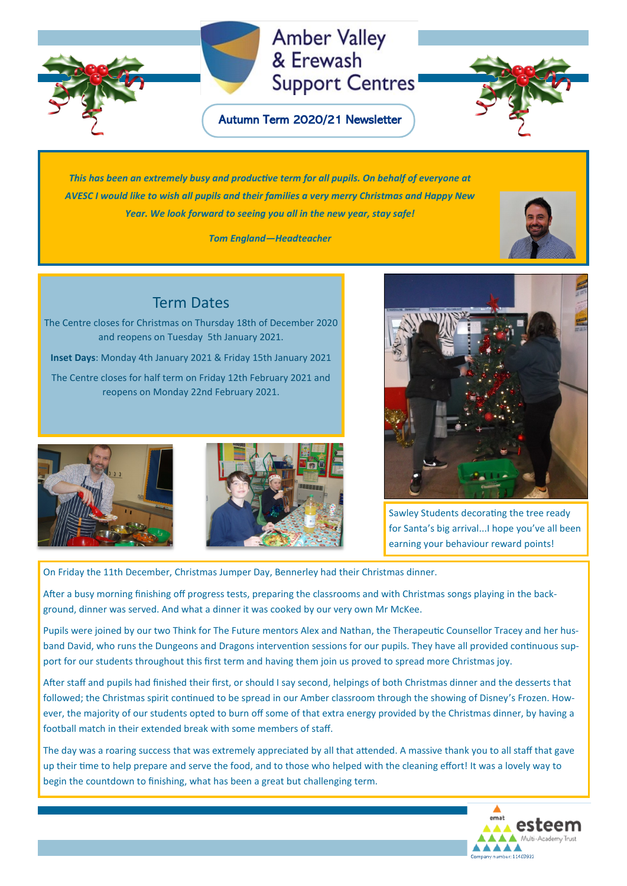# Amber Valley & Erewash Support Centres

## Autumn Term 2020/21 Newsletter

*This has been an extremely busy and productive term for all pupils. On behalf of everyone at AVESC I would like to wish all pupils and their families a very merry Christmas and Happy New Year. We look forward to seeing you all in the new year, stay safe!*

*Tom England—Headteacher*

## Term Dates

The Centre closes for Christmas on Thursday 18th of December 2020 and reopens on Tuesday 5th January 2021.

**Inset Days**: Monday 4th January 2021 & Friday 15th January 2021

The Centre closes for half term on Friday 12th February 2021 and reopens on Monday 22nd February 2021.

Sawley Students decorating the tree ready for Santa's big arrival...I hope you've all been earning your behaviour reward points!

On Friday the 11th December, Christmas Jumper Day, Bennerley had their Christmas dinner.

After a busy morning finishing off progress tests, preparing the classrooms and with Christmas songs playing in the background, dinner was served. And what a dinner it was cooked by our very own Mr McKee.

Pupils were joined by our two Think for The Future mentors Alex and Nathan, the Therapeutic Counsellor Tracey and her husband David, who runs the Dungeons and Dragons intervention sessions for our pupils. They have all provided continuous support for our students throughout this first term and having them join us proved to spread more Christmas joy.

After staff and pupils had finished their first, or should I say second, helpings of both Christmas dinner and the desserts that followed; the Christmas spirit continued to be spread in our Amber classroom through the showing of Disney's Frozen. However, the majority of our students opted to burn off some of that extra energy provided by the Christmas dinner, by having a football match in their extended break with some members of staff.

The day was a roaring success that was extremely appreciated by all that attended. A massive thank you to all staff that gave up their time to help prepare and serve the food, and to those who helped with the cleaning effort! It was a lovely way to begin the countdown to finishing, what has been a great but challenging term.

emat esteem Multi-Academy Trust
Company number: 11403922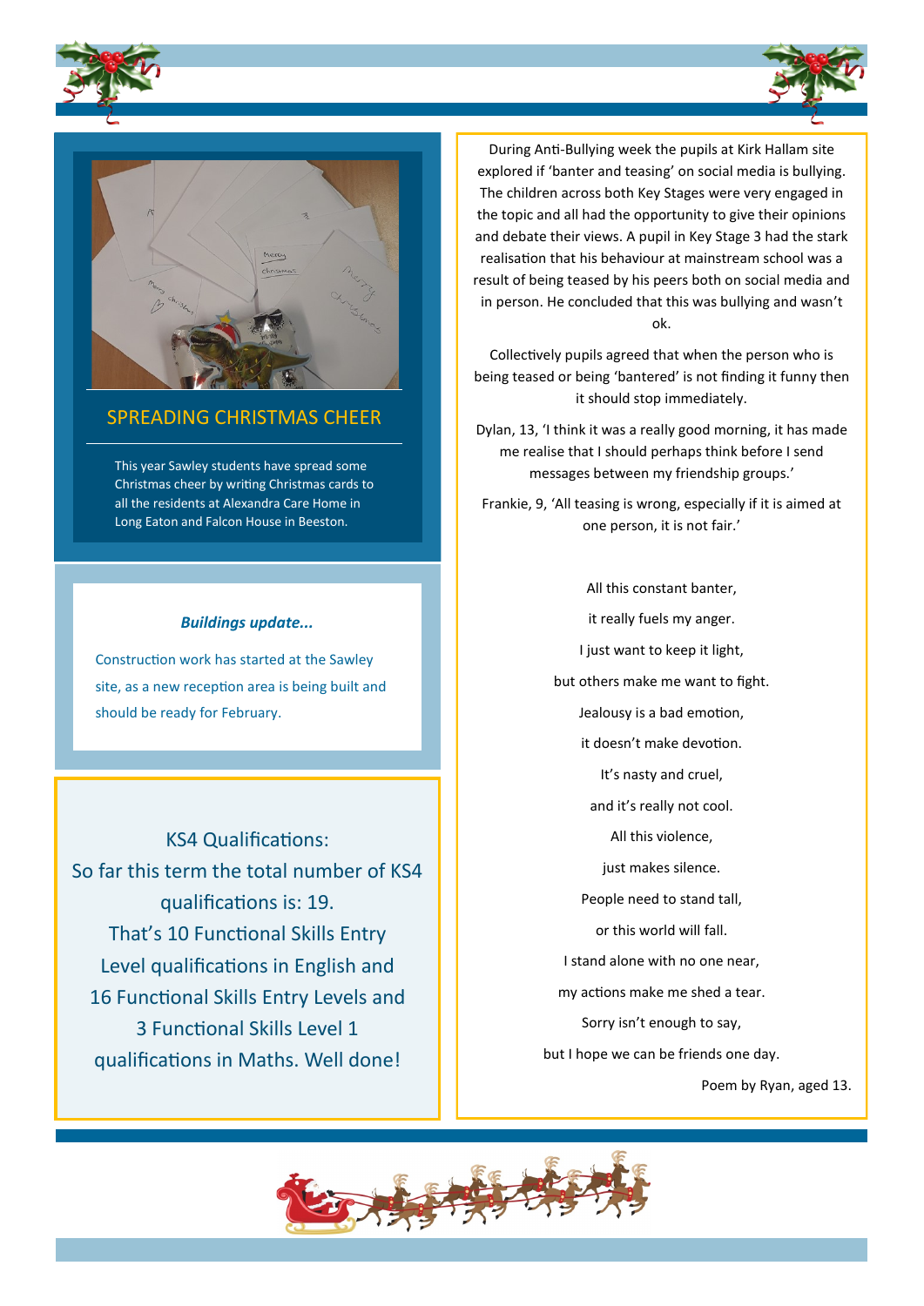## SPREADING CHRISTMAS CHEER

This year Sawley students have spread some Christmas cheer by writing Christmas cards to all the residents at Alexandra Care Home in Long Eaton and Falcon House in Beeston.

***Buildings update...***

Construction work has started at the Sawley site, as a new reception area is being built and should be ready for February.

KS4 Qualifications:
So far this term the total number of KS4 qualifications is: 19.
That's 10 Functional Skills Entry Level qualifications in English and 16 Functional Skills Entry Levels and 3 Functional Skills Level 1 qualifications in Maths. Well done!

During Anti-Bullying week the pupils at Kirk Hallam site explored if 'banter and teasing' on social media is bullying. The children across both Key Stages were very engaged in the topic and all had the opportunity to give their opinions and debate their views. A pupil in Key Stage 3 had the stark realisation that his behaviour at mainstream school was a result of being teased by his peers both on social media and in person. He concluded that this was bullying and wasn't ok.

Collectively pupils agreed that when the person who is being teased or being 'bantered' is not finding it funny then it should stop immediately.

Dylan, 13, 'I think it was a really good morning, it has made me realise that I should perhaps think before I send messages between my friendship groups.'

Frankie, 9, 'All teasing is wrong, especially if it is aimed at one person, it is not fair.'

All this constant banter,

it really fuels my anger.

I just want to keep it light,

but others make me want to fight.

Jealousy is a bad emotion,

it doesn't make devotion.

It's nasty and cruel,

and it's really not cool.

All this violence,

just makes silence.

People need to stand tall,

or this world will fall.

I stand alone with no one near,

my actions make me shed a tear.

Sorry isn't enough to say,

but I hope we can be friends one day.

Poem by Ryan, aged 13.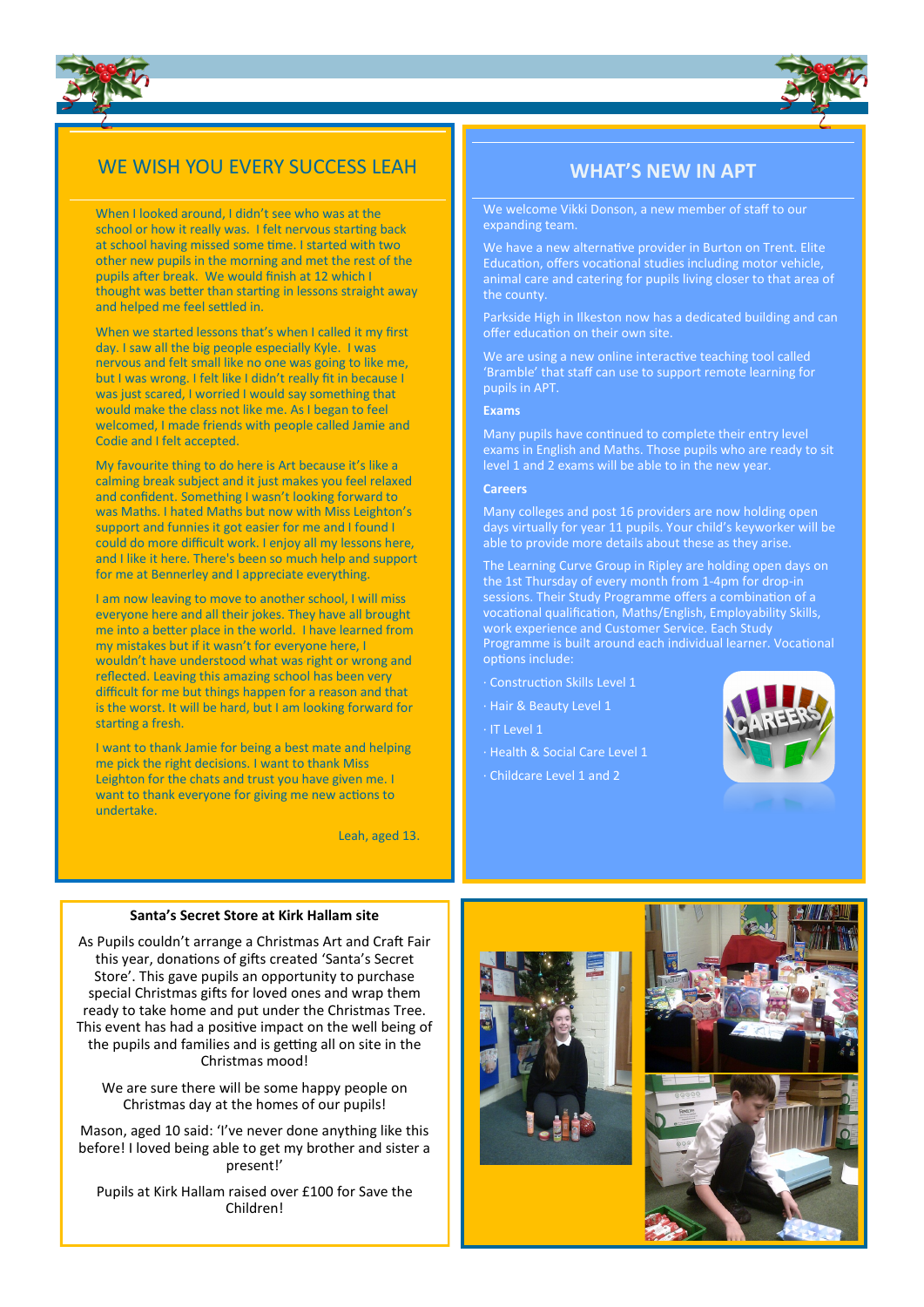## WE WISH YOU EVERY SUCCESS LEAH

When I looked around, I didn't see who was at the school or how it really was. I felt nervous starting back at school having missed some time. I started with two other new pupils in the morning and met the rest of the pupils after break. We would finish at 12 which I thought was better than starting in lessons straight away and helped me feel settled in.

When we started lessons that's when I called it my first day. I saw all the big people especially Kyle. I was nervous and felt small like no one was going to like me, but I was wrong. I felt like I didn't really fit in because I was just scared, I worried I would say something that would make the class not like me. As I began to feel welcomed, I made friends with people called Jamie and Codie and I felt accepted.

My favourite thing to do here is Art because it's like a calming break subject and it just makes you feel relaxed and confident. Something I wasn't looking forward to was Maths. I hated Maths but now with Miss Leighton's support and funnies it got easier for me and I found I could do more difficult work. I enjoy all my lessons here, and I like it here. There's been so much help and support for me at Bennerley and I appreciate everything.

I am now leaving to move to another school, I will miss everyone here and all their jokes. They have all brought me into a better place in the world. I have learned from my mistakes but if it wasn't for everyone here, I wouldn't have understood what was right or wrong and reflected. Leaving this amazing school has been very difficult for me but things happen for a reason and that is the worst. It will be hard, but I am looking forward for starting a fresh.

I want to thank Jamie for being a best mate and helping me pick the right decisions. I want to thank Miss Leighton for the chats and trust you have given me. I want to thank everyone for giving me new actions to undertake.

Leah, aged 13.

## WHAT'S NEW IN APT

We welcome Vikki Donson, a new member of staff to our expanding team.

We have a new alternative provider in Burton on Trent. Elite Education, offers vocational studies including motor vehicle, animal care and catering for pupils living closer to that area of the county.

Parkside High in Ilkeston now has a dedicated building and can offer education on their own site.

We are using a new online interactive teaching tool called 'Bramble' that staff can use to support remote learning for pupils in APT.

**Exams**

Many pupils have continued to complete their entry level exams in English and Maths. Those pupils who are ready to sit level 1 and 2 exams will be able to in the new year.

**Careers**

Many colleges and post 16 providers are now holding open days virtually for year 11 pupils. Your child's keyworker will be able to provide more details about these as they arise.

The Learning Curve Group in Ripley are holding open days on the 1st Thursday of every month from 1-4pm for drop-in sessions. Their Study Programme offers a combination of a vocational qualification, Maths/English, Employability Skills, work experience and Customer Service. Each Study Programme is built around each individual learner. Vocational options include:

- Construction Skills Level 1
- Hair & Beauty Level 1
- IT Level 1
- Health & Social Care Level 1
- Childcare Level 1 and 2

**Santa's Secret Store at Kirk Hallam site**

As Pupils couldn't arrange a Christmas Art and Craft Fair this year, donations of gifts created 'Santa's Secret Store'. This gave pupils an opportunity to purchase special Christmas gifts for loved ones and wrap them ready to take home and put under the Christmas Tree. This event has had a positive impact on the well being of the pupils and families and is getting all on site in the Christmas mood!

We are sure there will be some happy people on Christmas day at the homes of our pupils!

Mason, aged 10 said: 'I've never done anything like this before! I loved being able to get my brother and sister a present!'

Pupils at Kirk Hallam raised over £100 for Save the Children!